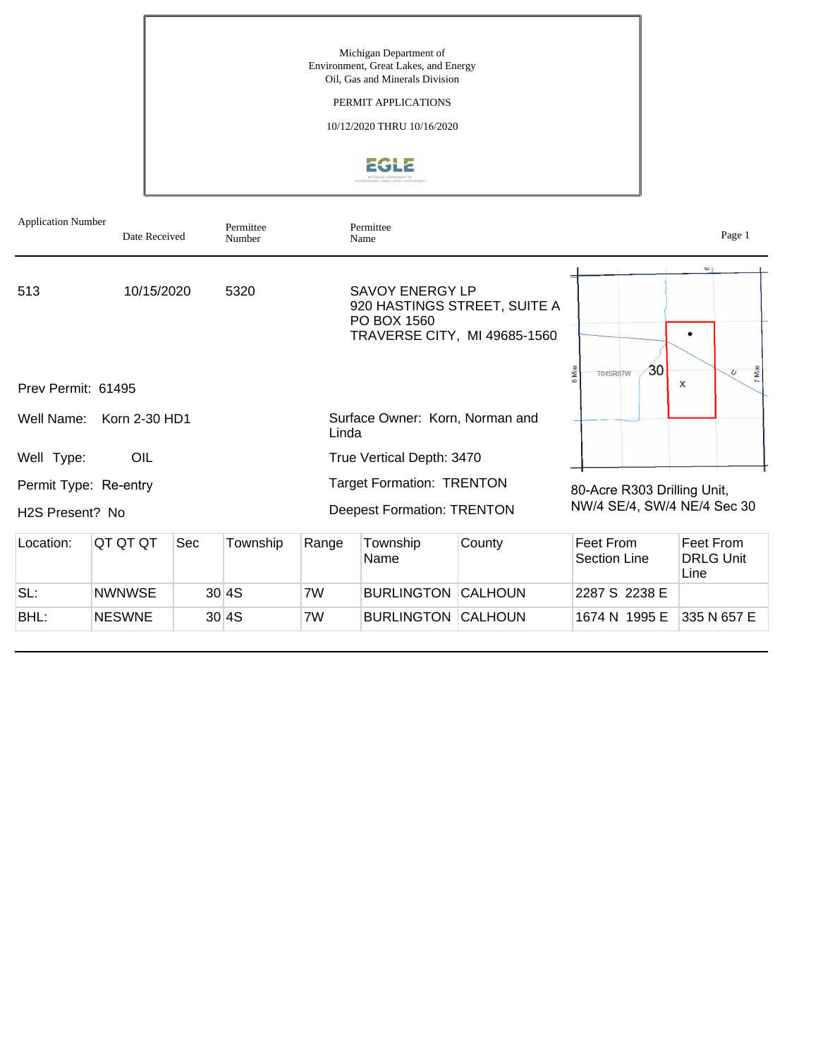Michigan Department of
Environment, Great Lakes, and Energy
Oil, Gas and Minerals Division

PERMIT APPLICATIONS

10/12/2020 THRU 10/16/2020

| Application Number | Date Received | Permittee Number | Permittee Name |
|---|---|---|---|
| 513 | 10/15/2020 | 5320 | SAVOY ENERGY LP<br>920 HASTINGS STREET, SUITE A<br>PO BOX 1560<br>TRAVERSE CITY, MI 49685-1560 |

Prev Permit: 61495

Well Name: Korn 2-30 HD1

Well Type: OIL

Permit Type: Re-entry

H2S Present? No

Surface Owner: Korn, Norman and Linda

True Vertical Depth: 3470

Target Formation: TRENTON

Deepest Formation: TRENTON

80-Acre R303 Drilling Unit, NW/4 SE/4, SW/4 NE/4 Sec 30

| Location: | QT QT QT | Sec | Township | Range | Township Name | County | Feet From Section Line | Feet From DRLG Unit Line |
|---|---|---|---|---|---|---|---|---|
| SL: | NWNWSE | 30 | 4S | 7W | BURLINGTON | CALHOUN | 2287 S 2238 E | |
| BHL: | NESWNE | 30 | 4S | 7W | BURLINGTON | CALHOUN | 1674 N 1995 E | 335 N 657 E |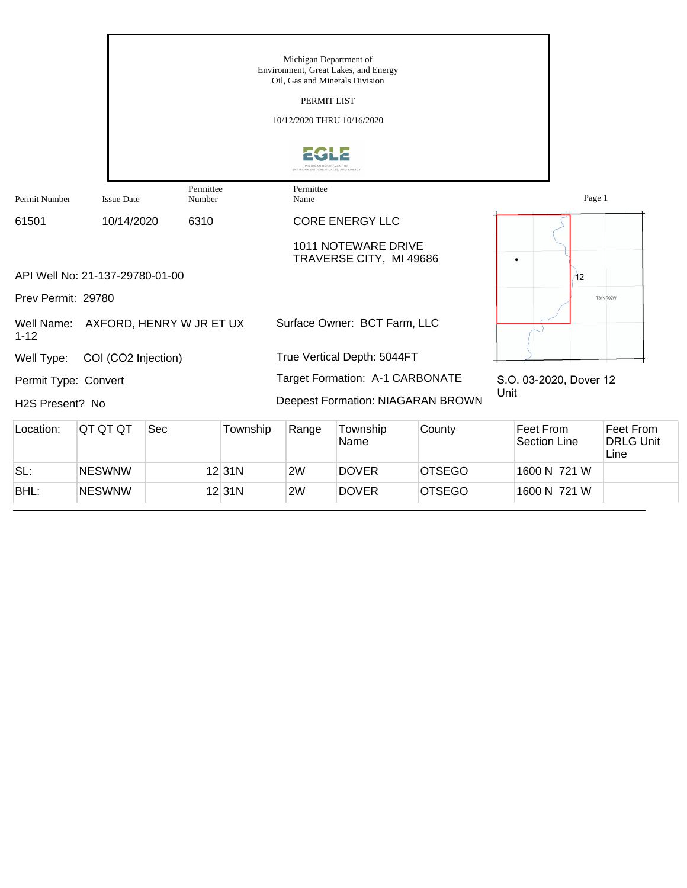Michigan Department of
Environment, Great Lakes, and Energy
Oil, Gas and Minerals Division

PERMIT LIST

10/12/2020 THRU 10/16/2020

| Permit Number | Issue Date | Permittee Number | Permittee Name |
|---|---|---|---|
| 61501 | 10/14/2020 | 6310 | CORE ENERGY LLC |

1011 NOTEWARE DRIVE
TRAVERSE CITY, MI 49686

API Well No: 21-137-29780-01-00

Prev Permit: 29780

Well Name: AXFORD, HENRY W JR ET UX 1-12

Surface Owner: BCT Farm, LLC

Well Type: COI ($CO_2$ Injection)

True Vertical Depth: 5044FT

Permit Type: Convert

Target Formation: A-1 CARBONATE

S.O. 03-2020, Dover 12 Unit

H2S Present? No

Deepest Formation: NIAGARAN BROWN

| Location: | QT QT QT | Sec | Township | Range | Township Name | County | Feet From Section Line | Feet From DRLG Unit Line |
|---|---|---|---|---|---|---|---|---|
| SL: | NESWNW | 12 | 31N | 2W | DOVER | OTSEGO | 1600 N 721 W | |
| BHL: | NESWNW | 12 | 31N | 2W | DOVER | OTSEGO | 1600 N 721 W | |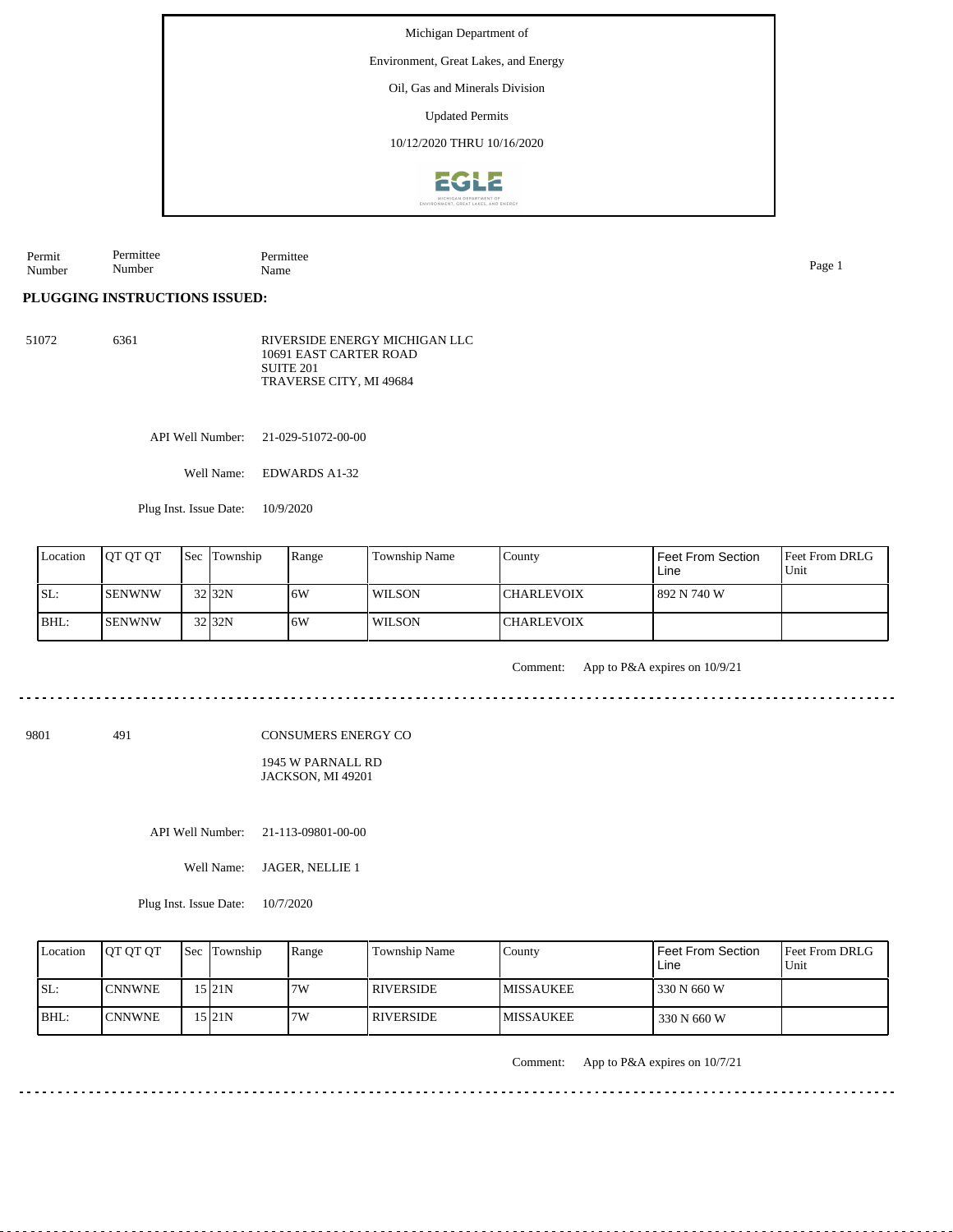Michigan Department of

Environment, Great Lakes, and Energy

Oil, Gas and Minerals Division

Updated Permits

10/12/2020 THRU 10/16/2020

| Permit Number | Permittee Number | Permittee Name |
|---|---|---|

**PLUGGING INSTRUCTIONS ISSUED:**

51072 &nbsp;&nbsp; 6361

RIVERSIDE ENERGY MICHIGAN LLC
10691 EAST CARTER ROAD
SUITE 201
TRAVERSE CITY, MI 49684

API Well Number: 21-029-51072-00-00

Well Name: EDWARDS A1-32

Plug Inst. Issue Date: 10/9/2020

| Location | QT QT QT | Sec | Township | Range | Township Name | County | Feet From Section Line | Feet From DRLG Unit |
|---|---|---|---|---|---|---|---|---|
| SL: | SENWNW | 32 | 32N | 6W | WILSON | CHARLEVOIX | 892 N 740 W | |
| BHL: | SENWNW | 32 | 32N | 6W | WILSON | CHARLEVOIX | | |

Comment: App to P&A expires on 10/9/21

---

9801 &nbsp;&nbsp; 491

CONSUMERS ENERGY CO

1945 W PARNALL RD
JACKSON, MI 49201

API Well Number: 21-113-09801-00-00

Well Name: JAGER, NELLIE 1

Plug Inst. Issue Date: 10/7/2020

| Location | QT QT QT | Sec | Township | Range | Township Name | County | Feet From Section Line | Feet From DRLG Unit |
|---|---|---|---|---|---|---|---|---|
| SL: | CNNWNE | 15 | 21N | 7W | RIVERSIDE | MISSAUKEE | 330 N 660 W | |
| BHL: | CNNWNE | 15 | 21N | 7W | RIVERSIDE | MISSAUKEE | 330 N 660 W | |

Comment: App to P&A expires on 10/7/21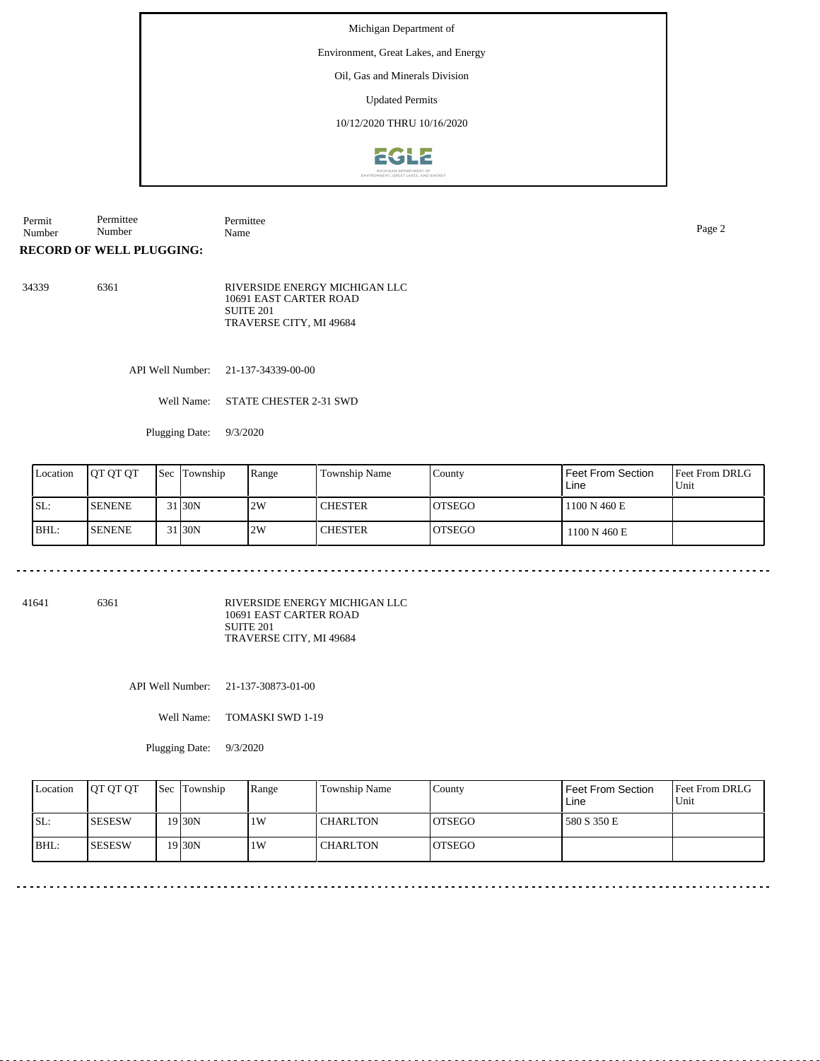Michigan Department of

Environment, Great Lakes, and Energy

Oil, Gas and Minerals Division

Updated Permits

10/12/2020 THRU 10/16/2020

| Permit Number | Permittee Number | Permittee Name |
|---|---|---|

**RECORD OF WELL PLUGGING:**

34339 6361

RIVERSIDE ENERGY MICHIGAN LLC
10691 EAST CARTER ROAD
SUITE 201
TRAVERSE CITY, MI 49684

API Well Number: 21-137-34339-00-00

Well Name: STATE CHESTER 2-31 SWD

Plugging Date: 9/3/2020

| Location | QT QT QT | Sec | Township | Range | Township Name | County | Feet From Section Line | Feet From DRLG Unit |
|---|---|---|---|---|---|---|---|---|
| SL: | SENENE | 31 | 30N | 2W | CHESTER | OTSEGO | 1100 N 460 E | |
| BHL: | SENENE | 31 | 30N | 2W | CHESTER | OTSEGO | 1100 N 460 E | |

---

41641 6361

RIVERSIDE ENERGY MICHIGAN LLC
10691 EAST CARTER ROAD
SUITE 201
TRAVERSE CITY, MI 49684

API Well Number: 21-137-30873-01-00

Well Name: TOMASKI SWD 1-19

Plugging Date: 9/3/2020

| Location | QT QT QT | Sec | Township | Range | Township Name | County | Feet From Section Line | Feet From DRLG Unit |
|---|---|---|---|---|---|---|---|---|
| SL: | SESESW | 19 | 30N | 1W | CHARLTON | OTSEGO | 580 S 350 E | |
| BHL: | SESESW | 19 | 30N | 1W | CHARLTON | OTSEGO | | |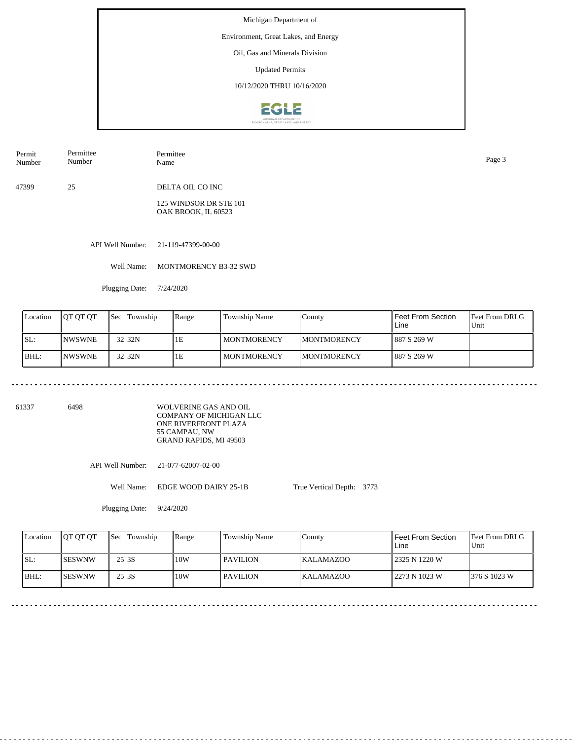Michigan Department of

Environment, Great Lakes, and Energy

Oil, Gas and Minerals Division

Updated Permits

10/12/2020 THRU 10/16/2020

| Permit Number | Permittee Number | Permittee Name |
|---|---|---|
| 47399 | 25 | DELTA OIL CO INC<br>125 WINDSOR DR STE 101<br>OAK BROOK, IL 60523 |

API Well Number: 21-119-47399-00-00

Well Name: MONTMORENCY B3-32 SWD

Plugging Date: 7/24/2020

| Location | QT QT QT | Sec | Township | Range | Township Name | County | Feet From Section Line | Feet From DRLG Unit |
|---|---|---|---|---|---|---|---|---|
| SL: | NWSWNE | 32 | 32N | 1E | MONTMORENCY | MONTMORENCY | 887 S 269 W | |
| BHL: | NWSWNE | 32 | 32N | 1E | MONTMORENCY | MONTMORENCY | 887 S 269 W | |

---

| Permit Number | Permittee Number | Permittee Name |
|---|---|---|
| 61337 | 6498 | WOLVERINE GAS AND OIL COMPANY OF MICHIGAN LLC<br>ONE RIVERFRONT PLAZA<br>55 CAMPAU, NW<br>GRAND RAPIDS, MI 49503 |

API Well Number: 21-077-62007-02-00

Well Name: EDGE WOOD DAIRY 25-1B    True Vertical Depth: 3773

Plugging Date: 9/24/2020

| Location | QT QT QT | Sec | Township | Range | Township Name | County | Feet From Section Line | Feet From DRLG Unit |
|---|---|---|---|---|---|---|---|---|
| SL: | SESWNW | 25 | 3S | 10W | PAVILION | KALAMAZOO | 2325 N 1220 W | |
| BHL: | SESWNW | 25 | 3S | 10W | PAVILION | KALAMAZOO | 2273 N 1023 W | 376 S 1023 W |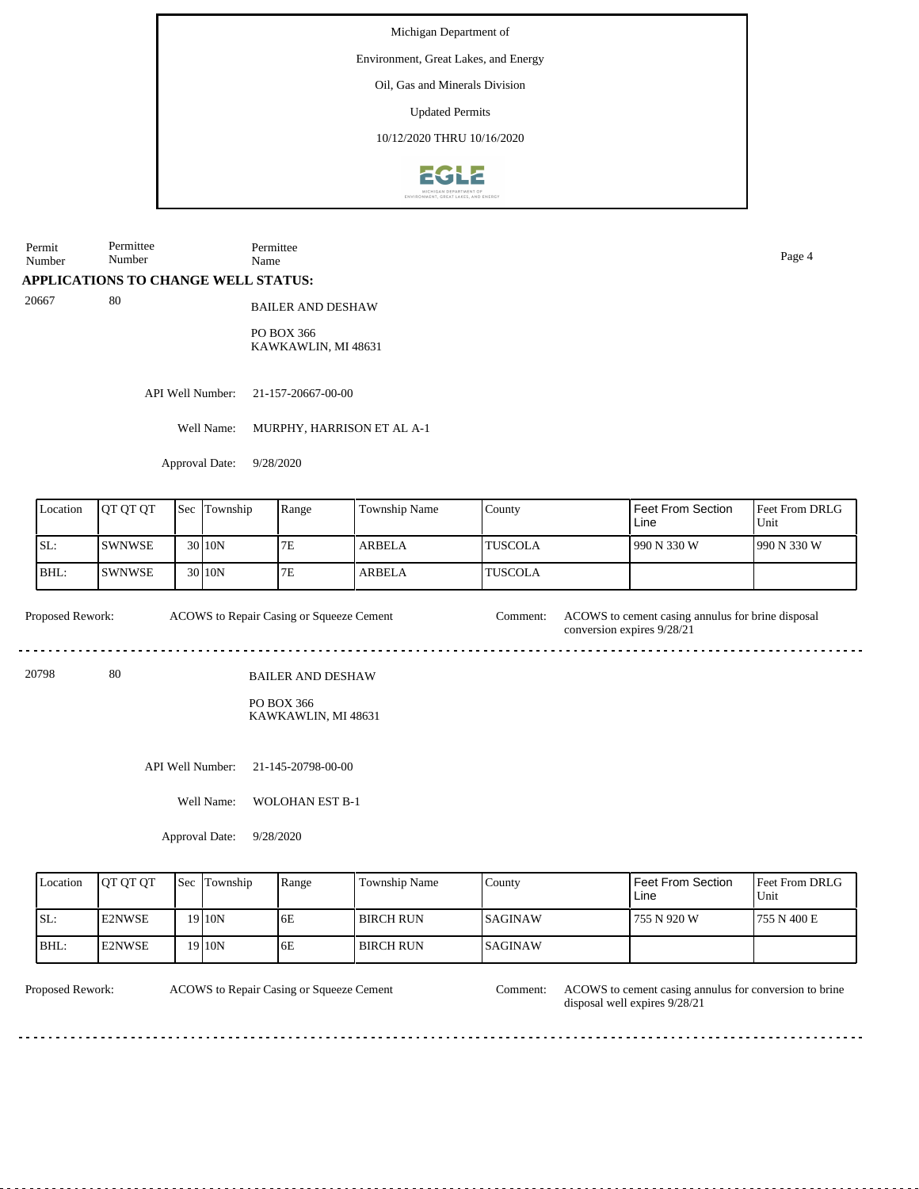Michigan Department of

Environment, Great Lakes, and Energy

Oil, Gas and Minerals Division

Updated Permits

10/12/2020 THRU 10/16/2020

| Permit Number | Permittee Number | Permittee Name |
|---|---|---|

## APPLICATIONS TO CHANGE WELL STATUS:

20667 80

BAILER AND DESHAW

PO BOX 366
KAWKAWLIN, MI 48631

API Well Number: 21-157-20667-00-00

Well Name: MURPHY, HARRISON ET AL A-1

Approval Date: 9/28/2020

| Location | QT QT QT | Sec | Township | Range | Township Name | County | Feet From Section Line | Feet From DRLG Unit |
|---|---|---|---|---|---|---|---|---|
| SL: | SWNWSE | 30 | 10N | 7E | ARBELA | TUSCOLA | 990 N 330 W | 990 N 330 W |
| BHL: | SWNWSE | 30 | 10N | 7E | ARBELA | TUSCOLA | | |

Proposed Rework: ACOWS to Repair Casing or Squeeze Cement

Comment: ACOWS to cement casing annulus for brine disposal conversion expires 9/28/21

---

20798 80

BAILER AND DESHAW

PO BOX 366
KAWKAWLIN, MI 48631

API Well Number: 21-145-20798-00-00

Well Name: WOLOHAN EST B-1

Approval Date: 9/28/2020

| Location | QT QT QT | Sec | Township | Range | Township Name | County | Feet From Section Line | Feet From DRLG Unit |
|---|---|---|---|---|---|---|---|---|
| SL: | E2NWSE | 19 | 10N | 6E | BIRCH RUN | SAGINAW | 755 N 920 W | 755 N 400 E |
| BHL: | E2NWSE | 19 | 10N | 6E | BIRCH RUN | SAGINAW | | |

Proposed Rework: ACOWS to Repair Casing or Squeeze Cement

Comment: ACOWS to cement casing annulus for conversion to brine disposal well expires 9/28/21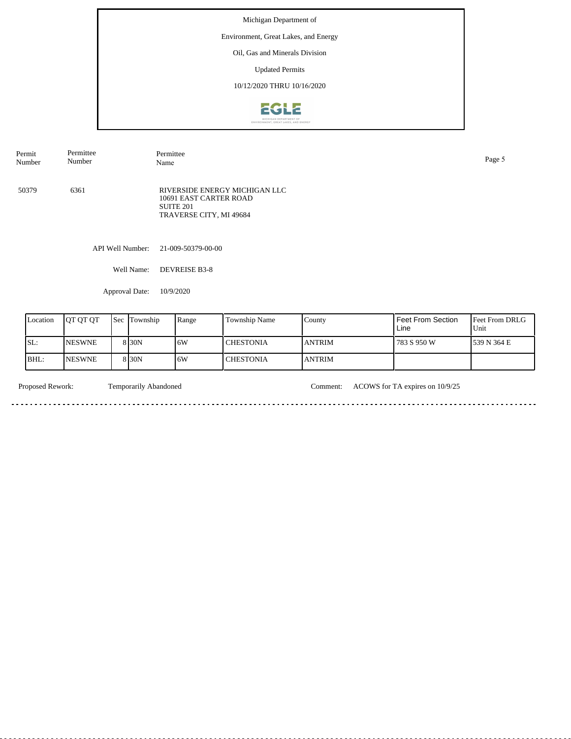Michigan Department of

Environment, Great Lakes, and Energy

Oil, Gas and Minerals Division

Updated Permits

10/12/2020 THRU 10/16/2020

| Permit Number | Permittee Number | Permittee Name |
|---|---|---|
| 50379 | 6361 | RIVERSIDE ENERGY MICHIGAN LLC<br>10691 EAST CARTER ROAD<br>SUITE 201<br>TRAVERSE CITY, MI 49684 |

API Well Number: 21-009-50379-00-00

Well Name: DEVREISE B3-8

Approval Date: 10/9/2020

| Location | QT QT QT | Sec | Township | Range | Township Name | County | Feet From Section Line | Feet From DRLG Unit |
|---|---|---|---|---|---|---|---|---|
| SL: | NESWNE | 8 | 30N | 6W | CHESTONIA | ANTRIM | 783 S 950 W | 539 N 364 E |
| BHL: | NESWNE | 8 | 30N | 6W | CHESTONIA | ANTRIM | | |

Proposed Rework: Temporarily Abandoned

Comment: ACOWS for TA expires on 10/9/25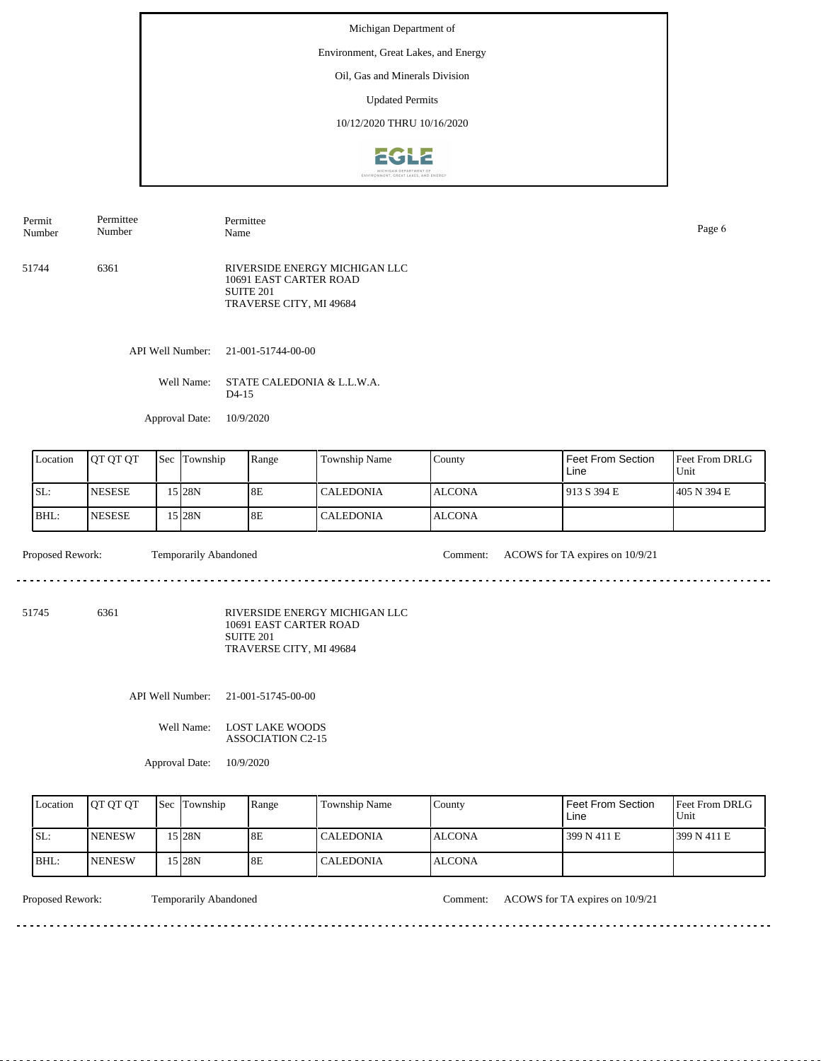Michigan Department of

Environment, Great Lakes, and Energy

Oil, Gas and Minerals Division

Updated Permits

10/12/2020 THRU 10/16/2020

| Permit Number | Permittee Number | Permittee Name |
|---|---|---|
| 51744 | 6361 | RIVERSIDE ENERGY MICHIGAN LLC<br>10691 EAST CARTER ROAD<br>SUITE 201<br>TRAVERSE CITY, MI 49684 |

API Well Number: 21-001-51744-00-00

Well Name: STATE CALEDONIA & L.L.W.A. D4-15

Approval Date: 10/9/2020

| Location | QT QT QT | Sec | Township | Range | Township Name | County | Feet From Section Line | Feet From DRLG Unit |
|---|---|---|---|---|---|---|---|---|
| SL: | NESESE | 15 | 28N | 8E | CALEDONIA | ALCONA | 913 S 394 E | 405 N 394 E |
| BHL: | NESESE | 15 | 28N | 8E | CALEDONIA | ALCONA | | |

Proposed Rework: Temporarily Abandoned

Comment: ACOWS for TA expires on 10/9/21

---

| Permit Number | Permittee Number | Permittee Name |
|---|---|---|
| 51745 | 6361 | RIVERSIDE ENERGY MICHIGAN LLC<br>10691 EAST CARTER ROAD<br>SUITE 201<br>TRAVERSE CITY, MI 49684 |

API Well Number: 21-001-51745-00-00

Well Name: LOST LAKE WOODS ASSOCIATION C2-15

Approval Date: 10/9/2020

| Location | QT QT QT | Sec | Township | Range | Township Name | County | Feet From Section Line | Feet From DRLG Unit |
|---|---|---|---|---|---|---|---|---|
| SL: | NENESW | 15 | 28N | 8E | CALEDONIA | ALCONA | 399 N 411 E | 399 N 411 E |
| BHL: | NENESW | 15 | 28N | 8E | CALEDONIA | ALCONA | | |

Proposed Rework: Temporarily Abandoned

Comment: ACOWS for TA expires on 10/9/21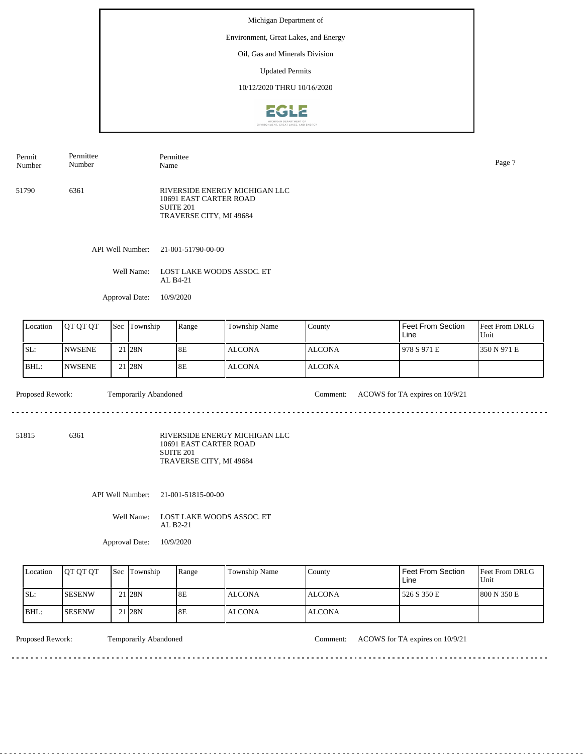Michigan Department of

Environment, Great Lakes, and Energy

Oil, Gas and Minerals Division

Updated Permits

10/12/2020 THRU 10/16/2020

| Permit Number | Permittee Number | Permittee Name |
|---|---|---|
| 51790 | 6361 | RIVERSIDE ENERGY MICHIGAN LLC<br>10691 EAST CARTER ROAD<br>SUITE 201<br>TRAVERSE CITY, MI 49684 |

API Well Number: 21-001-51790-00-00

Well Name: LOST LAKE WOODS ASSOC. ET AL B4-21

Approval Date: 10/9/2020

| Location | QT QT QT | Sec | Township | Range | Township Name | County | Feet From Section Line | Feet From DRLG Unit |
|---|---|---|---|---|---|---|---|---|
| SL: | NWSENE | 21 | 28N | 8E | ALCONA | ALCONA | 978 S 971 E | 350 N 971 E |
| BHL: | NWSENE | 21 | 28N | 8E | ALCONA | ALCONA | | |

Proposed Rework: Temporarily Abandoned

Comment: ACOWS for TA expires on 10/9/21

---

| Permit Number | Permittee Number | Permittee Name |
|---|---|---|
| 51815 | 6361 | RIVERSIDE ENERGY MICHIGAN LLC<br>10691 EAST CARTER ROAD<br>SUITE 201<br>TRAVERSE CITY, MI 49684 |

API Well Number: 21-001-51815-00-00

Well Name: LOST LAKE WOODS ASSOC. ET AL B2-21

Approval Date: 10/9/2020

| Location | QT QT QT | Sec | Township | Range | Township Name | County | Feet From Section Line | Feet From DRLG Unit |
|---|---|---|---|---|---|---|---|---|
| SL: | SESENW | 21 | 28N | 8E | ALCONA | ALCONA | 526 S 350 E | 800 N 350 E |
| BHL: | SESENW | 21 | 28N | 8E | ALCONA | ALCONA | | |

Proposed Rework: Temporarily Abandoned

Comment: ACOWS for TA expires on 10/9/21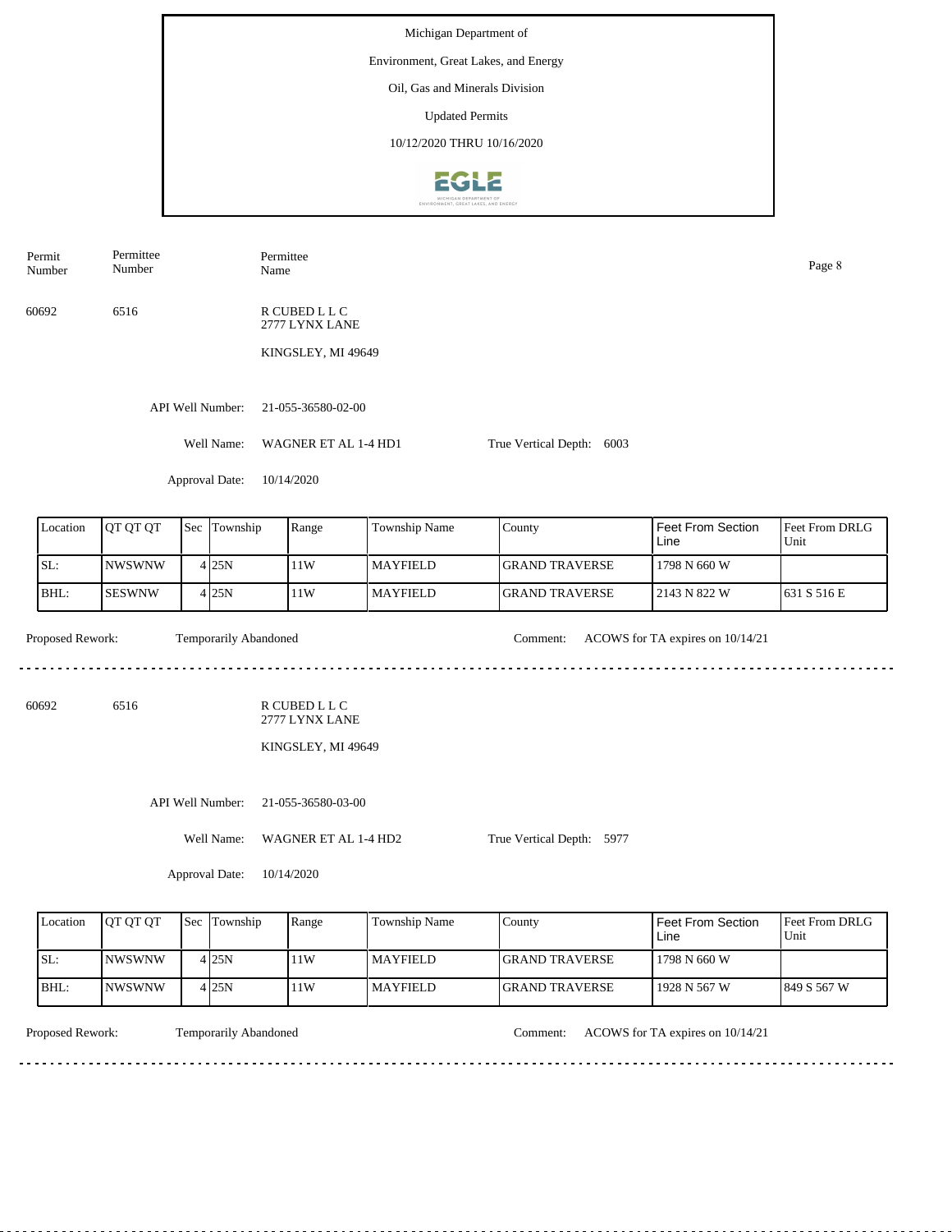Michigan Department of

Environment, Great Lakes, and Energy

Oil, Gas and Minerals Division

Updated Permits

10/12/2020 THRU 10/16/2020

| Permit Number | Permittee Number | Permittee Name |
|---|---|---|
| 60692 | 6516 | R CUBED L L C<br>2777 LYNX LANE<br>KINGSLEY, MI 49649 |

API Well Number: 21-055-36580-02-00

Well Name: WAGNER ET AL 1-4 HD1

True Vertical Depth: 6003

Approval Date: 10/14/2020

| Location | QT QT QT | Sec | Township | Range | Township Name | County | Feet From Section Line | Feet From DRLG Unit |
|---|---|---|---|---|---|---|---|---|
| SL: | NWSWNW | 4 | 25N | 11W | MAYFIELD | GRAND TRAVERSE | 1798 N 660 W | |
| BHL: | SESWNW | 4 | 25N | 11W | MAYFIELD | GRAND TRAVERSE | 2143 N 822 W | 631 S 516 E |

Proposed Rework: Temporarily Abandoned

Comment: ACOWS for TA expires on 10/14/21

---

| Permit Number | Permittee Number | Permittee Name |
|---|---|---|
| 60692 | 6516 | R CUBED L L C<br>2777 LYNX LANE<br>KINGSLEY, MI 49649 |

API Well Number: 21-055-36580-03-00

Well Name: WAGNER ET AL 1-4 HD2

True Vertical Depth: 5977

Approval Date: 10/14/2020

| Location | QT QT QT | Sec | Township | Range | Township Name | County | Feet From Section Line | Feet From DRLG Unit |
|---|---|---|---|---|---|---|---|---|
| SL: | NWSWNW | 4 | 25N | 11W | MAYFIELD | GRAND TRAVERSE | 1798 N 660 W | |
| BHL: | NWSWNW | 4 | 25N | 11W | MAYFIELD | GRAND TRAVERSE | 1928 N 567 W | 849 S 567 W |

Proposed Rework: Temporarily Abandoned

Comment: ACOWS for TA expires on 10/14/21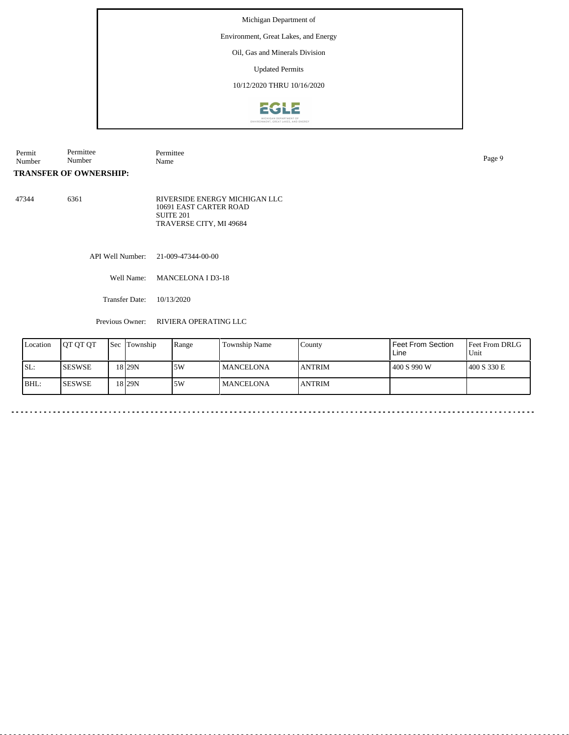Michigan Department of

Environment, Great Lakes, and Energy

Oil, Gas and Minerals Division

Updated Permits

10/12/2020 THRU 10/16/2020

| Permit Number | Permittee Number | Permittee Name |
|---|---|---|

**TRANSFER OF OWNERSHIP:**

47344 6361

RIVERSIDE ENERGY MICHIGAN LLC
10691 EAST CARTER ROAD
SUITE 201
TRAVERSE CITY, MI 49684

API Well Number: 21-009-47344-00-00

Well Name: MANCELONA I D3-18

Transfer Date: 10/13/2020

Previous Owner: RIVIERA OPERATING LLC

| Location | QT QT QT | Sec | Township | Range | Township Name | County | Feet From Section Line | Feet From DRLG Unit |
|---|---|---|---|---|---|---|---|---|
| SL: | SESWSE | 18 | 29N | 5W | MANCELONA | ANTRIM | 400 S 990 W | 400 S 330 E |
| BHL: | SESWSE | 18 | 29N | 5W | MANCELONA | ANTRIM | | |